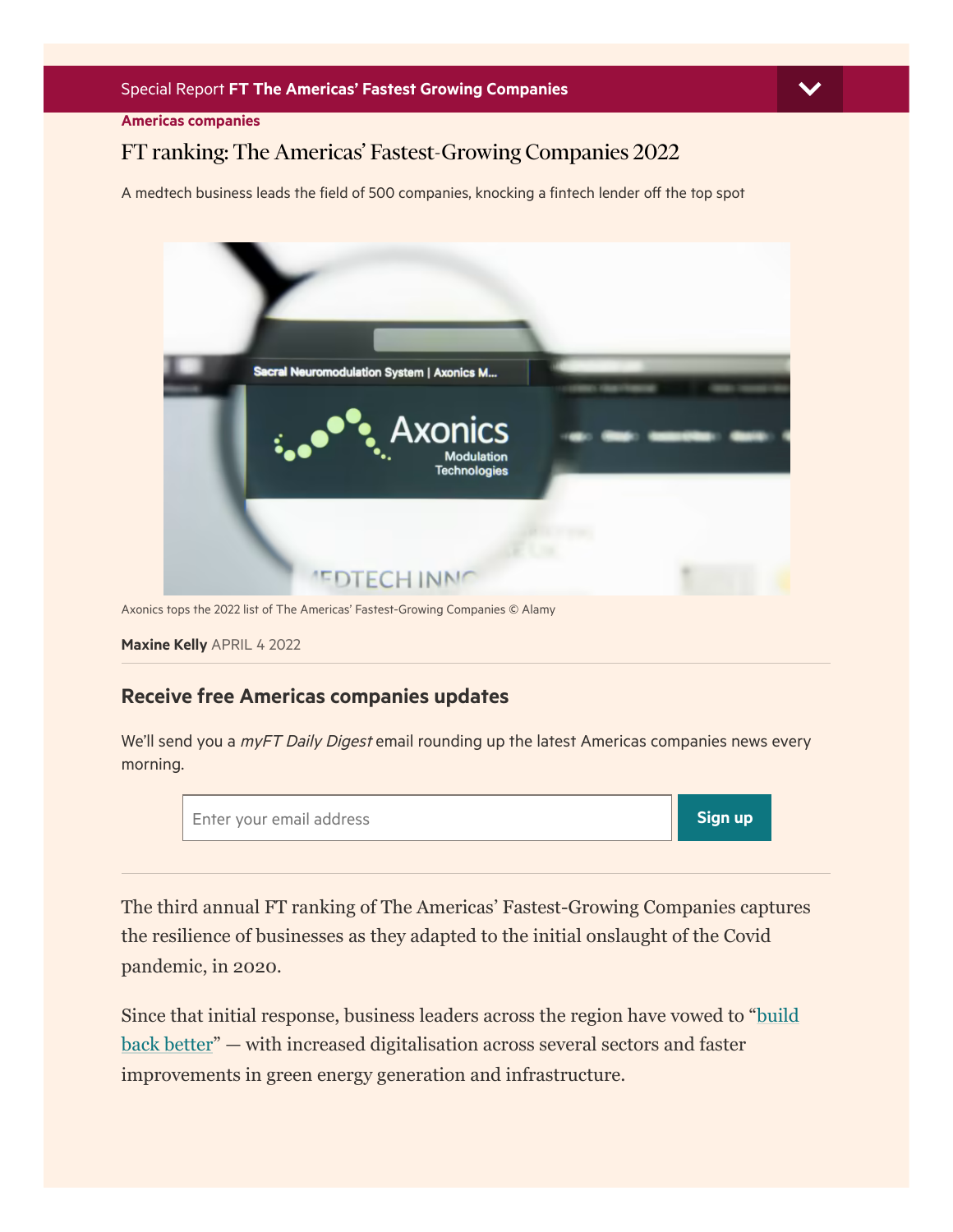Special Report **FT The Americas' Fastest Growing Companies**

**Americas companies**

# FT ranking: The Americas' Fastest-Growing Companies 2022

A medtech business leads the field of 500 companies, knocking a fintech lender off the top spot

Axonics tops the 2022 list of The Americas' Fastest-Growing Companies © Alamy

**Maxine Kelly** APRIL 4 2022

## Receive free Americas companies updates

We'll send you a *myFT Daily Digest* email rounding up the latest Americas companies news every morning.

Enter your email address | Sign up

The third annual FT ranking of The Americas' Fastest-Growing Companies captures the resilience of businesses as they adapted to the initial onslaught of the Covid pandemic, in 2020.

Since that initial response, business leaders across the region have vowed to "build back better" — with increased digitalisation across several sectors and faster improvements in green energy generation and infrastructure.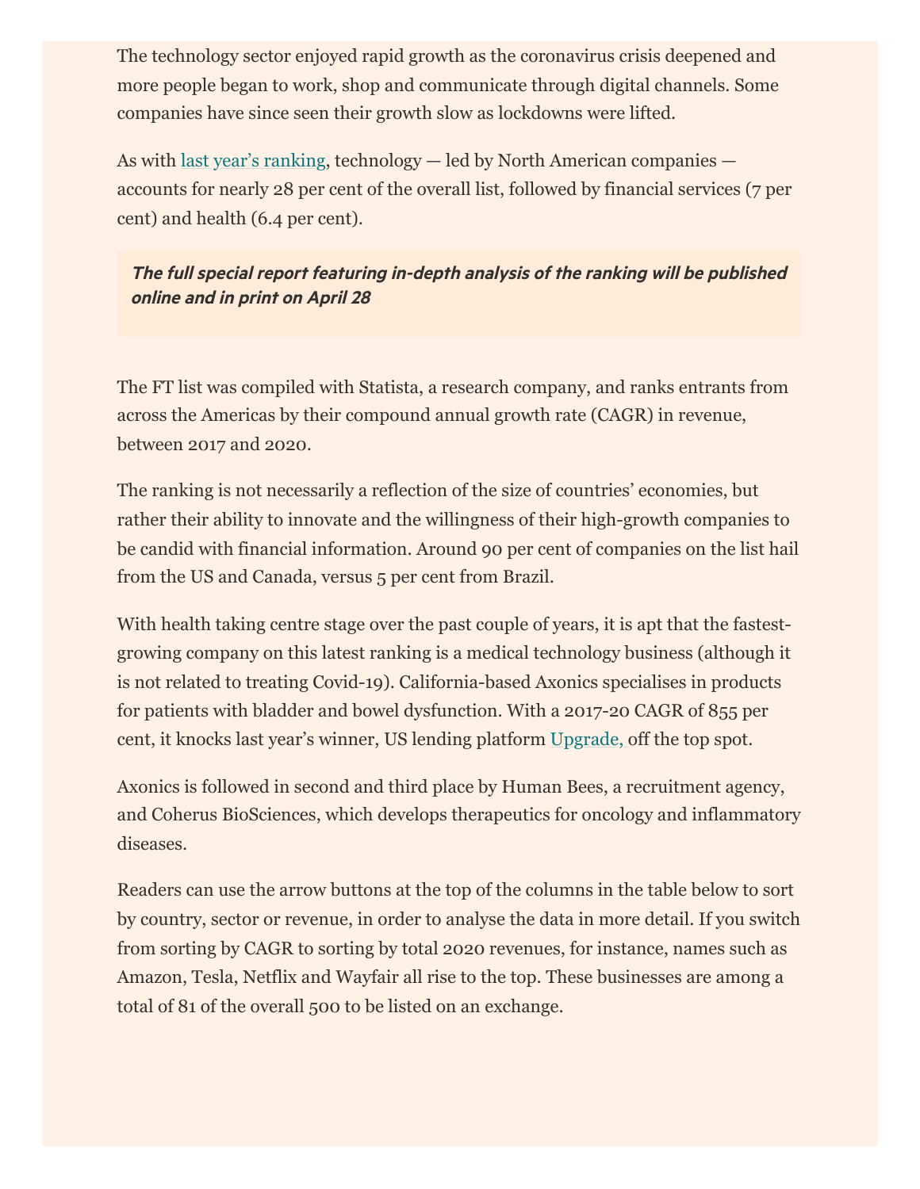The technology sector enjoyed rapid growth as the coronavirus crisis deepened and more people began to work, shop and communicate through digital channels. Some companies have since seen their growth slow as lockdowns were lifted.

As with last year's ranking, technology — led by North American companies — accounts for nearly 28 per cent of the overall list, followed by financial services (7 per cent) and health (6.4 per cent).

***The full special report featuring in-depth analysis of the ranking will be published online and in print on April 28***

The FT list was compiled with Statista, a research company, and ranks entrants from across the Americas by their compound annual growth rate (CAGR) in revenue, between 2017 and 2020.

The ranking is not necessarily a reflection of the size of countries' economies, but rather their ability to innovate and the willingness of their high-growth companies to be candid with financial information. Around 90 per cent of companies on the list hail from the US and Canada, versus 5 per cent from Brazil.

With health taking centre stage over the past couple of years, it is apt that the fastest-growing company on this latest ranking is a medical technology business (although it is not related to treating Covid-19). California-based Axonics specialises in products for patients with bladder and bowel dysfunction. With a 2017-20 CAGR of 855 per cent, it knocks last year's winner, US lending platform Upgrade, off the top spot.

Axonics is followed in second and third place by Human Bees, a recruitment agency, and Coherus BioSciences, which develops therapeutics for oncology and inflammatory diseases.

Readers can use the arrow buttons at the top of the columns in the table below to sort by country, sector or revenue, in order to analyse the data in more detail. If you switch from sorting by CAGR to sorting by total 2020 revenues, for instance, names such as Amazon, Tesla, Netflix and Wayfair all rise to the top. These businesses are among a total of 81 of the overall 500 to be listed on an exchange.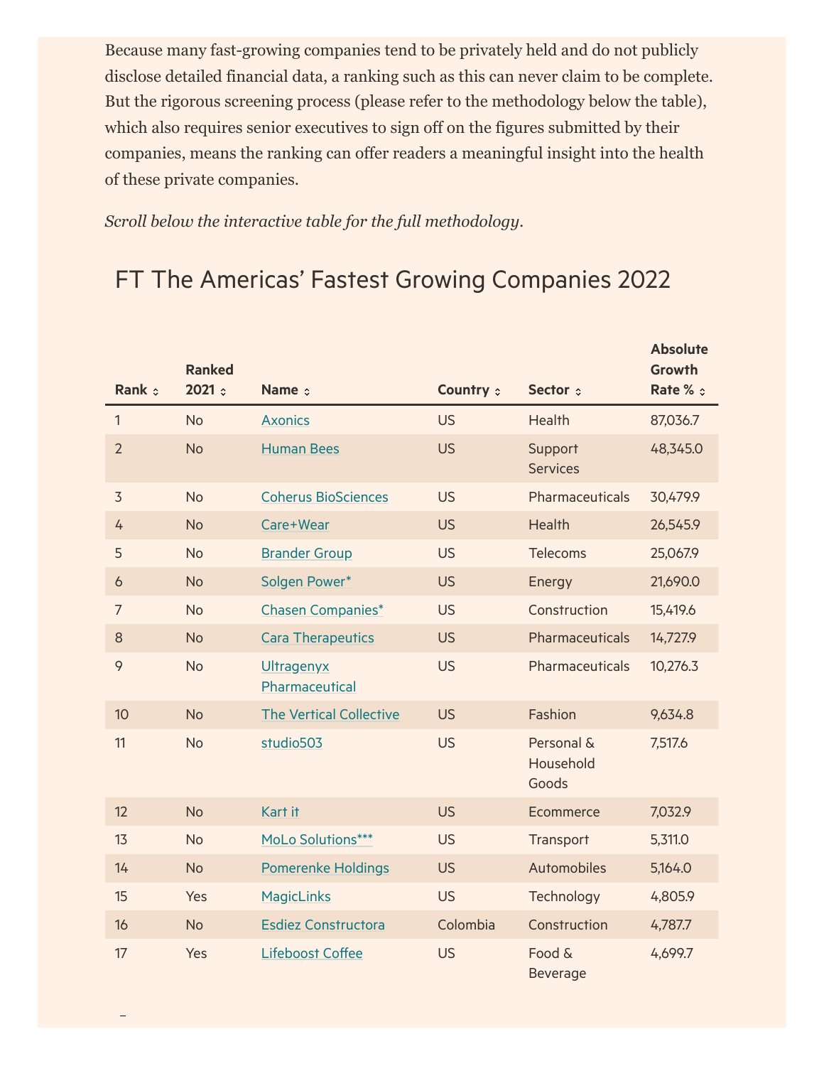Because many fast-growing companies tend to be privately held and do not publicly disclose detailed financial data, a ranking such as this can never claim to be complete. But the rigorous screening process (please refer to the methodology below the table), which also requires senior executives to sign off on the figures submitted by their companies, means the ranking can offer readers a meaningful insight into the health of these private companies.

*Scroll below the interactive table for the full methodology.*

## FT The Americas' Fastest Growing Companies 2022

| Rank | Ranked 2021 | Name | Country | Sector | Absolute Growth Rate % |
|---|---|---|---|---|---|
| 1 | No | Axonics | US | Health | 87,036.7 |
| 2 | No | Human Bees | US | Support Services | 48,345.0 |
| 3 | No | Coherus BioSciences | US | Pharmaceuticals | 30,479.9 |
| 4 | No | Care+Wear | US | Health | 26,545.9 |
| 5 | No | Brander Group | US | Telecoms | 25,067.9 |
| 6 | No | Solgen Power* | US | Energy | 21,690.0 |
| 7 | No | Chasen Companies* | US | Construction | 15,419.6 |
| 8 | No | Cara Therapeutics | US | Pharmaceuticals | 14,727.9 |
| 9 | No | Ultragenyx Pharmaceutical | US | Pharmaceuticals | 10,276.3 |
| 10 | No | The Vertical Collective | US | Fashion | 9,634.8 |
| 11 | No | studio503 | US | Personal & Household Goods | 7,517.6 |
| 12 | No | Kart it | US | Ecommerce | 7,032.9 |
| 13 | No | MoLo Solutions*** | US | Transport | 5,311.0 |
| 14 | No | Pomerenke Holdings | US | Automobiles | 5,164.0 |
| 15 | Yes | MagicLinks | US | Technology | 4,805.9 |
| 16 | No | Esdiez Constructora | Colombia | Construction | 4,787.7 |
| 17 | Yes | Lifeboost Coffee | US | Food & Beverage | 4,699.7 |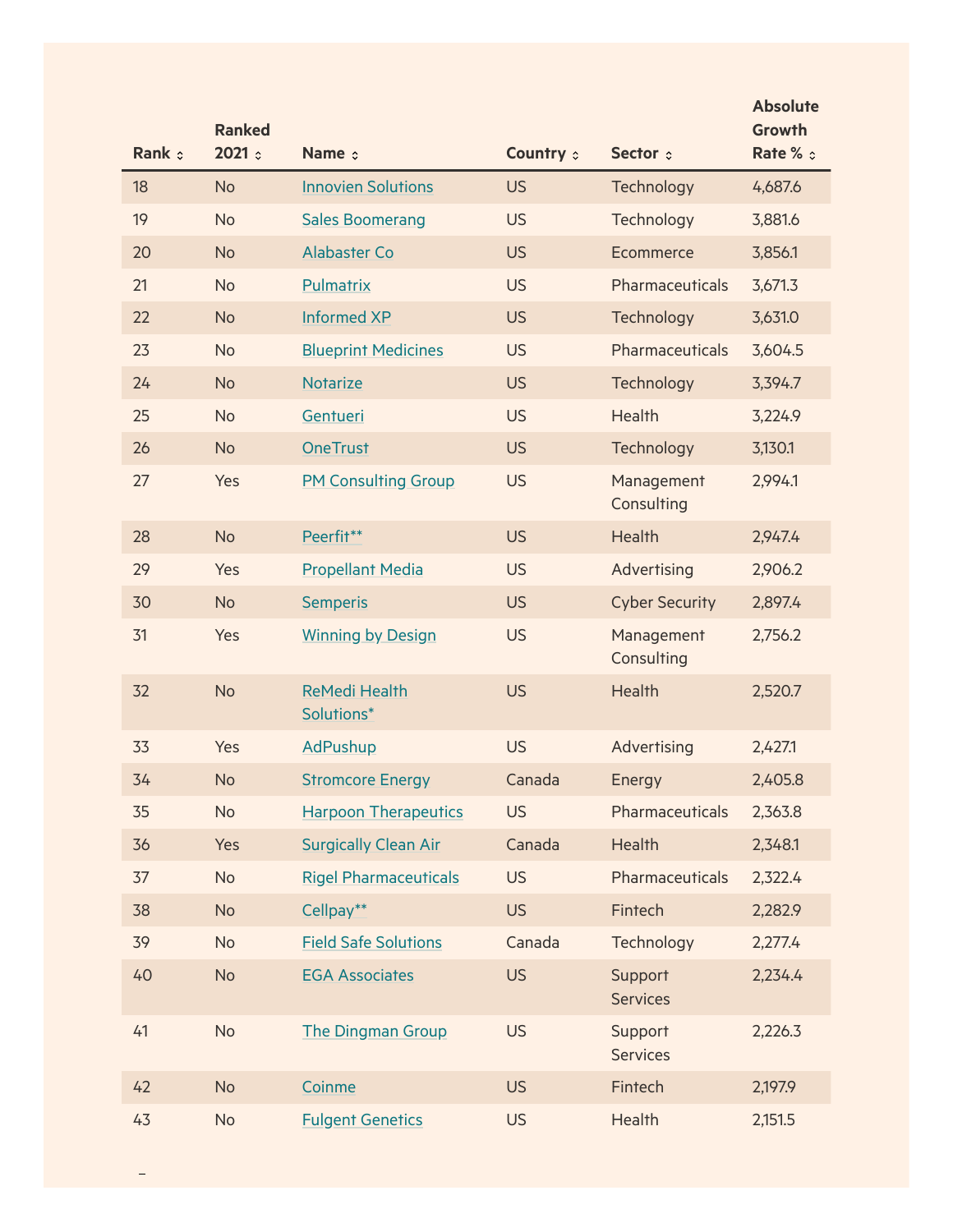| Rank | Ranked 2021 | Name | Country | Sector | Absolute Growth Rate % |
| --- | --- | --- | --- | --- | --- |
| 18 | No | Innovien Solutions | US | Technology | 4,687.6 |
| 19 | No | Sales Boomerang | US | Technology | 3,881.6 |
| 20 | No | Alabaster Co | US | Ecommerce | 3,856.1 |
| 21 | No | Pulmatrix | US | Pharmaceuticals | 3,671.3 |
| 22 | No | Informed XP | US | Technology | 3,631.0 |
| 23 | No | Blueprint Medicines | US | Pharmaceuticals | 3,604.5 |
| 24 | No | Notarize | US | Technology | 3,394.7 |
| 25 | No | Gentueri | US | Health | 3,224.9 |
| 26 | No | OneTrust | US | Technology | 3,130.1 |
| 27 | Yes | PM Consulting Group | US | Management Consulting | 2,994.1 |
| 28 | No | Peerfit** | US | Health | 2,947.4 |
| 29 | Yes | Propellant Media | US | Advertising | 2,906.2 |
| 30 | No | Semperis | US | Cyber Security | 2,897.4 |
| 31 | Yes | Winning by Design | US | Management Consulting | 2,756.2 |
| 32 | No | ReMedi Health Solutions* | US | Health | 2,520.7 |
| 33 | Yes | AdPushup | US | Advertising | 2,427.1 |
| 34 | No | Stromcore Energy | Canada | Energy | 2,405.8 |
| 35 | No | Harpoon Therapeutics | US | Pharmaceuticals | 2,363.8 |
| 36 | Yes | Surgically Clean Air | Canada | Health | 2,348.1 |
| 37 | No | Rigel Pharmaceuticals | US | Pharmaceuticals | 2,322.4 |
| 38 | No | Cellpay** | US | Fintech | 2,282.9 |
| 39 | No | Field Safe Solutions | Canada | Technology | 2,277.4 |
| 40 | No | EGA Associates | US | Support Services | 2,234.4 |
| 41 | No | The Dingman Group | US | Support Services | 2,226.3 |
| 42 | No | Coinme | US | Fintech | 2,197.9 |
| 43 | No | Fulgent Genetics | US | Health | 2,151.5 |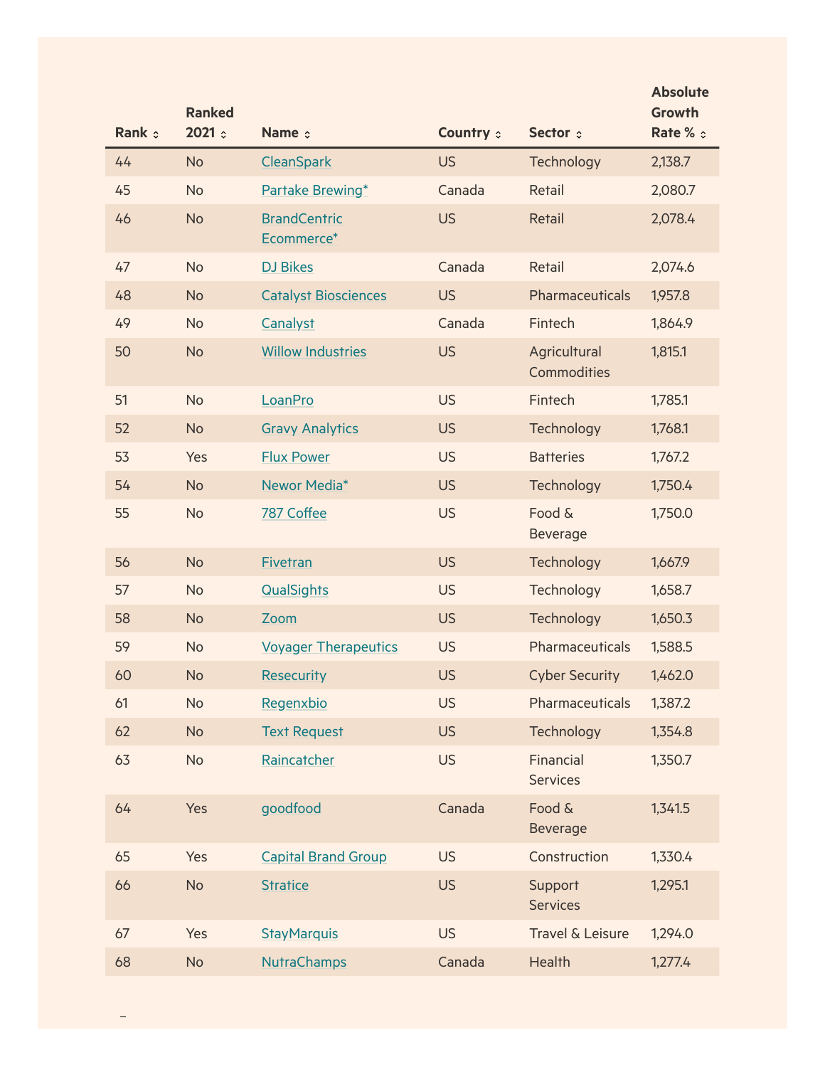| Rank | Ranked 2021 | Name | Country | Sector | Absolute Growth Rate % |
|---|---|---|---|---|---|
| 44 | No | CleanSpark | US | Technology | 2,138.7 |
| 45 | No | Partake Brewing* | Canada | Retail | 2,080.7 |
| 46 | No | BrandCentric Ecommerce* | US | Retail | 2,078.4 |
| 47 | No | DJ Bikes | Canada | Retail | 2,074.6 |
| 48 | No | Catalyst Biosciences | US | Pharmaceuticals | 1,957.8 |
| 49 | No | Canalyst | Canada | Fintech | 1,864.9 |
| 50 | No | Willow Industries | US | Agricultural Commodities | 1,815.1 |
| 51 | No | LoanPro | US | Fintech | 1,785.1 |
| 52 | No | Gravy Analytics | US | Technology | 1,768.1 |
| 53 | Yes | Flux Power | US | Batteries | 1,767.2 |
| 54 | No | Newor Media* | US | Technology | 1,750.4 |
| 55 | No | 787 Coffee | US | Food & Beverage | 1,750.0 |
| 56 | No | Fivetran | US | Technology | 1,667.9 |
| 57 | No | QualSights | US | Technology | 1,658.7 |
| 58 | No | Zoom | US | Technology | 1,650.3 |
| 59 | No | Voyager Therapeutics | US | Pharmaceuticals | 1,588.5 |
| 60 | No | Resecurity | US | Cyber Security | 1,462.0 |
| 61 | No | Regenxbio | US | Pharmaceuticals | 1,387.2 |
| 62 | No | Text Request | US | Technology | 1,354.8 |
| 63 | No | Raincatcher | US | Financial Services | 1,350.7 |
| 64 | Yes | goodfood | Canada | Food & Beverage | 1,341.5 |
| 65 | Yes | Capital Brand Group | US | Construction | 1,330.4 |
| 66 | No | Stratice | US | Support Services | 1,295.1 |
| 67 | Yes | StayMarquis | US | Travel & Leisure | 1,294.0 |
| 68 | No | NutraChamps | Canada | Health | 1,277.4 |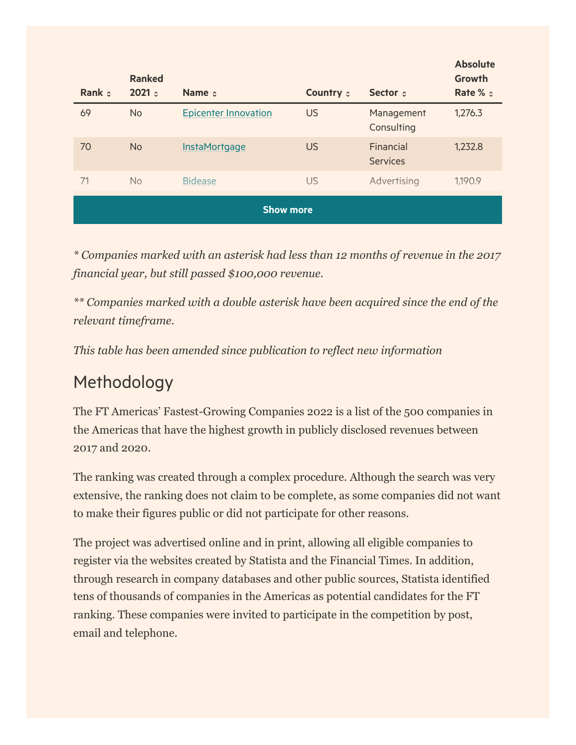| Rank | Ranked 2021 | Name | Country | Sector | Absolute Growth Rate % |
|---|---|---|---|---|---|
| 69 | No | Epicenter Innovation | US | Management Consulting | 1,276.3 |
| 70 | No | InstaMortgage | US | Financial Services | 1,232.8 |
| 71 | No | Bidease | US | Advertising | 1,190.9 |

Show more

*\* Companies marked with an asterisk had less than 12 months of revenue in the 2017 financial year, but still passed $100,000 revenue.*

*\*\* Companies marked with a double asterisk have been acquired since the end of the relevant timeframe.*

*This table has been amended since publication to reflect new information*

## Methodology

The FT Americas' Fastest-Growing Companies 2022 is a list of the 500 companies in the Americas that have the highest growth in publicly disclosed revenues between 2017 and 2020.

The ranking was created through a complex procedure. Although the search was very extensive, the ranking does not claim to be complete, as some companies did not want to make their figures public or did not participate for other reasons.

The project was advertised online and in print, allowing all eligible companies to register via the websites created by Statista and the Financial Times. In addition, through research in company databases and other public sources, Statista identified tens of thousands of companies in the Americas as potential candidates for the FT ranking. These companies were invited to participate in the competition by post, email and telephone.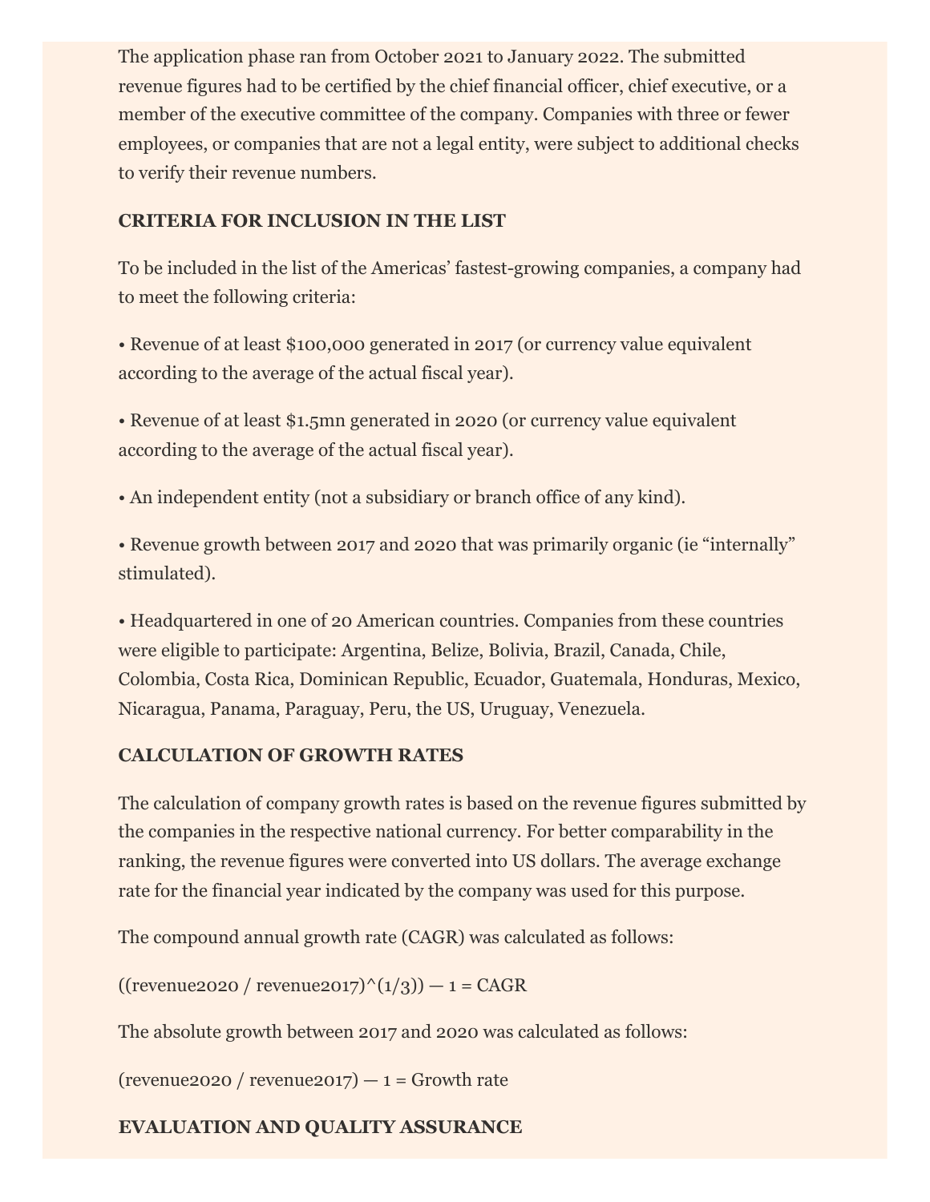The application phase ran from October 2021 to January 2022. The submitted revenue figures had to be certified by the chief financial officer, chief executive, or a member of the executive committee of the company. Companies with three or fewer employees, or companies that are not a legal entity, were subject to additional checks to verify their revenue numbers.

**CRITERIA FOR INCLUSION IN THE LIST**

To be included in the list of the Americas' fastest-growing companies, a company had to meet the following criteria:

• Revenue of at least $100,000 generated in 2017 (or currency value equivalent according to the average of the actual fiscal year).

• Revenue of at least $1.5mn generated in 2020 (or currency value equivalent according to the average of the actual fiscal year).

• An independent entity (not a subsidiary or branch office of any kind).

• Revenue growth between 2017 and 2020 that was primarily organic (ie "internally" stimulated).

• Headquartered in one of 20 American countries. Companies from these countries were eligible to participate: Argentina, Belize, Bolivia, Brazil, Canada, Chile, Colombia, Costa Rica, Dominican Republic, Ecuador, Guatemala, Honduras, Mexico, Nicaragua, Panama, Paraguay, Peru, the US, Uruguay, Venezuela.

**CALCULATION OF GROWTH RATES**

The calculation of company growth rates is based on the revenue figures submitted by the companies in the respective national currency. For better comparability in the ranking, the revenue figures were converted into US dollars. The average exchange rate for the financial year indicated by the company was used for this purpose.

The compound annual growth rate (CAGR) was calculated as follows:

((revenue2020 / revenue2017)^(1/3)) — 1 = CAGR

The absolute growth between 2017 and 2020 was calculated as follows:

(revenue2020 / revenue2017) — 1 = Growth rate

**EVALUATION AND QUALITY ASSURANCE**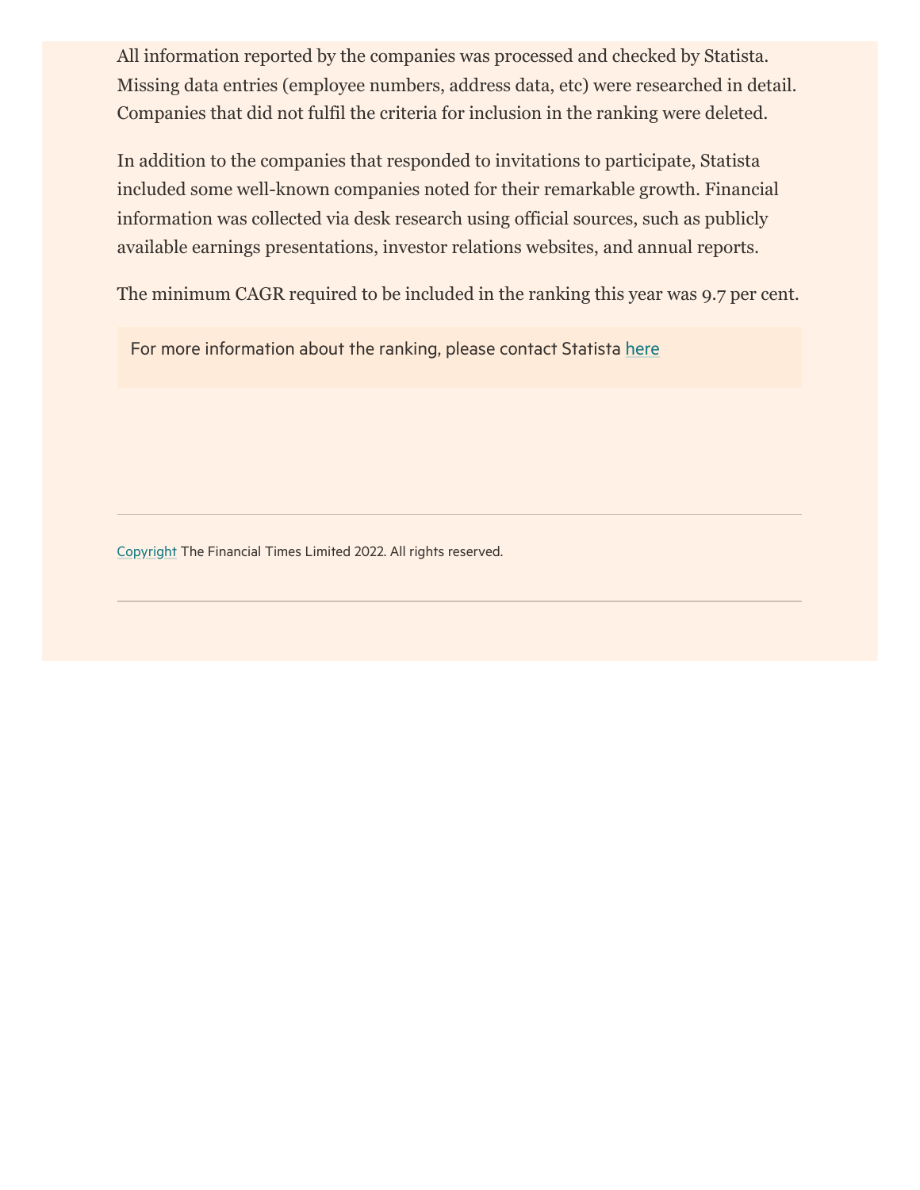All information reported by the companies was processed and checked by Statista. Missing data entries (employee numbers, address data, etc) were researched in detail. Companies that did not fulfil the criteria for inclusion in the ranking were deleted.

In addition to the companies that responded to invitations to participate, Statista included some well-known companies noted for their remarkable growth. Financial information was collected via desk research using official sources, such as publicly available earnings presentations, investor relations websites, and annual reports.

The minimum CAGR required to be included in the ranking this year was 9.7 per cent.

For more information about the ranking, please contact Statista here

Copyright The Financial Times Limited 2022. All rights reserved.